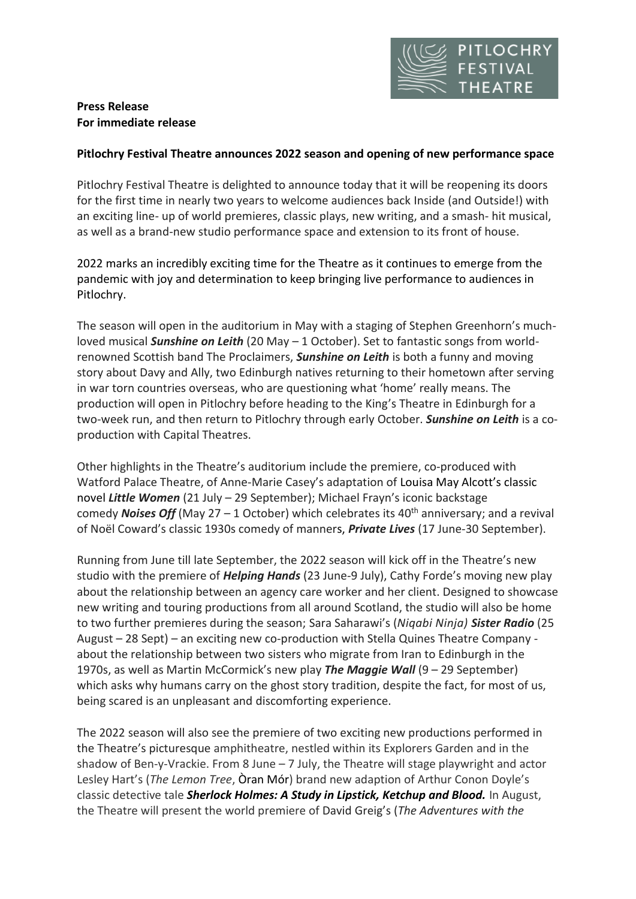**Press Release**
**For immediate release**

**Pitlochry Festival Theatre announces 2022 season and opening of new performance space**

Pitlochry Festival Theatre is delighted to announce today that it will be reopening its doors for the first time in nearly two years to welcome audiences back Inside (and Outside!) with an exciting line- up of world premieres, classic plays, new writing, and a smash- hit musical, as well as a brand-new studio performance space and extension to its front of house.

2022 marks an incredibly exciting time for the Theatre as it continues to emerge from the pandemic with joy and determination to keep bringing live performance to audiences in Pitlochry.

The season will open in the auditorium in May with a staging of Stephen Greenhorn's much-loved musical ***Sunshine on Leith*** (20 May – 1 October). Set to fantastic songs from world-renowned Scottish band The Proclaimers, ***Sunshine on Leith*** is both a funny and moving story about Davy and Ally, two Edinburgh natives returning to their hometown after serving in war torn countries overseas, who are questioning what 'home' really means. The production will open in Pitlochry before heading to the King's Theatre in Edinburgh for a two-week run, and then return to Pitlochry through early October. ***Sunshine on Leith*** is a co-production with Capital Theatres.

Other highlights in the Theatre's auditorium include the premiere, co-produced with Watford Palace Theatre, of Anne-Marie Casey's adaptation of Louisa May Alcott's classic novel ***Little Women*** (21 July – 29 September); Michael Frayn's iconic backstage comedy ***Noises Off*** (May 27 – 1 October) which celebrates its 40th anniversary; and a revival of Noël Coward's classic 1930s comedy of manners, ***Private Lives*** (17 June-30 September).

Running from June till late September, the 2022 season will kick off in the Theatre's new studio with the premiere of ***Helping Hands*** (23 June-9 July), Cathy Forde's moving new play about the relationship between an agency care worker and her client. Designed to showcase new writing and touring productions from all around Scotland, the studio will also be home to two further premieres during the season; Sara Saharawi's (*Niqabi Ninja)* ***Sister Radio*** (25 August – 28 Sept) – an exciting new co-production with Stella Quines Theatre Company - about the relationship between two sisters who migrate from Iran to Edinburgh in the 1970s, as well as Martin McCormick's new play ***The Maggie Wall*** (9 – 29 September) which asks why humans carry on the ghost story tradition, despite the fact, for most of us, being scared is an unpleasant and discomforting experience.

The 2022 season will also see the premiere of two exciting new productions performed in the Theatre's picturesque amphitheatre, nestled within its Explorers Garden and in the shadow of Ben-y-Vrackie. From 8 June – 7 July, the Theatre will stage playwright and actor Lesley Hart's (*The Lemon Tree*, Òran Mór) brand new adaption of Arthur Conon Doyle's classic detective tale ***Sherlock Holmes: A Study in Lipstick, Ketchup and Blood.*** In August, the Theatre will present the world premiere of David Greig's (*The Adventures with the*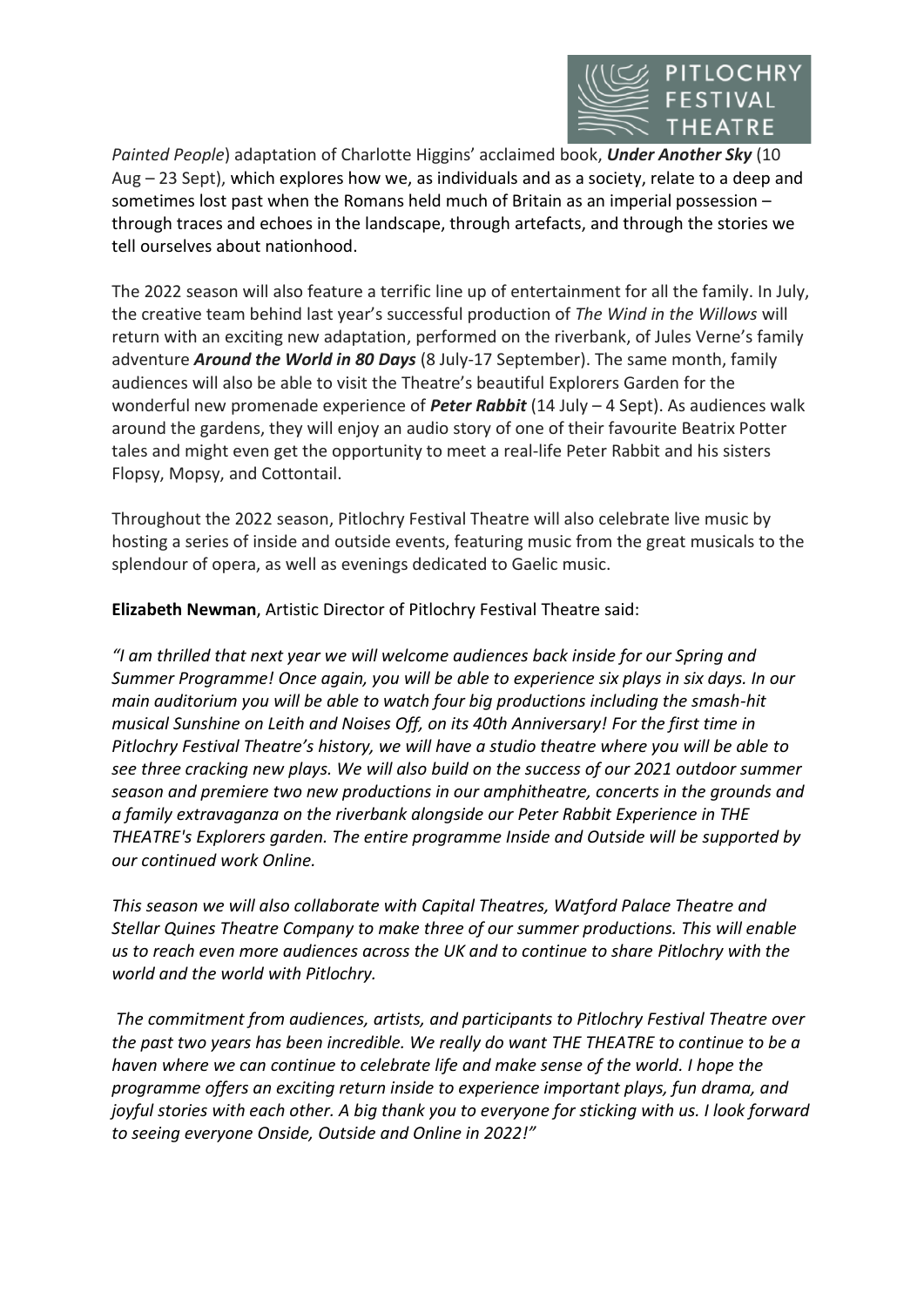*Painted People*) adaptation of Charlotte Higgins' acclaimed book, ***Under Another Sky*** (10 Aug – 23 Sept), which explores how we, as individuals and as a society, relate to a deep and sometimes lost past when the Romans held much of Britain as an imperial possession – through traces and echoes in the landscape, through artefacts, and through the stories we tell ourselves about nationhood.

The 2022 season will also feature a terrific line up of entertainment for all the family. In July, the creative team behind last year's successful production of *The Wind in the Willows* will return with an exciting new adaptation, performed on the riverbank, of Jules Verne's family adventure ***Around the World in 80 Days*** (8 July-17 September). The same month, family audiences will also be able to visit the Theatre's beautiful Explorers Garden for the wonderful new promenade experience of ***Peter Rabbit*** (14 July – 4 Sept). As audiences walk around the gardens, they will enjoy an audio story of one of their favourite Beatrix Potter tales and might even get the opportunity to meet a real-life Peter Rabbit and his sisters Flopsy, Mopsy, and Cottontail.

Throughout the 2022 season, Pitlochry Festival Theatre will also celebrate live music by hosting a series of inside and outside events, featuring music from the great musicals to the splendour of opera, as well as evenings dedicated to Gaelic music.

**Elizabeth Newman**, Artistic Director of Pitlochry Festival Theatre said:

*"I am thrilled that next year we will welcome audiences back inside for our Spring and Summer Programme! Once again, you will be able to experience six plays in six days. In our main auditorium you will be able to watch four big productions including the smash-hit musical Sunshine on Leith and Noises Off, on its 40th Anniversary! For the first time in Pitlochry Festival Theatre's history, we will have a studio theatre where you will be able to see three cracking new plays. We will also build on the success of our 2021 outdoor summer season and premiere two new productions in our amphitheatre, concerts in the grounds and a family extravaganza on the riverbank alongside our Peter Rabbit Experience in THE THEATRE's Explorers garden. The entire programme Inside and Outside will be supported by our continued work Online.*

*This season we will also collaborate with Capital Theatres, Watford Palace Theatre and Stellar Quines Theatre Company to make three of our summer productions. This will enable us to reach even more audiences across the UK and to continue to share Pitlochry with the world and the world with Pitlochry.*

*The commitment from audiences, artists, and participants to Pitlochry Festival Theatre over the past two years has been incredible. We really do want THE THEATRE to continue to be a haven where we can continue to celebrate life and make sense of the world. I hope the programme offers an exciting return inside to experience important plays, fun drama, and joyful stories with each other. A big thank you to everyone for sticking with us. I look forward to seeing everyone Onside, Outside and Online in 2022!"*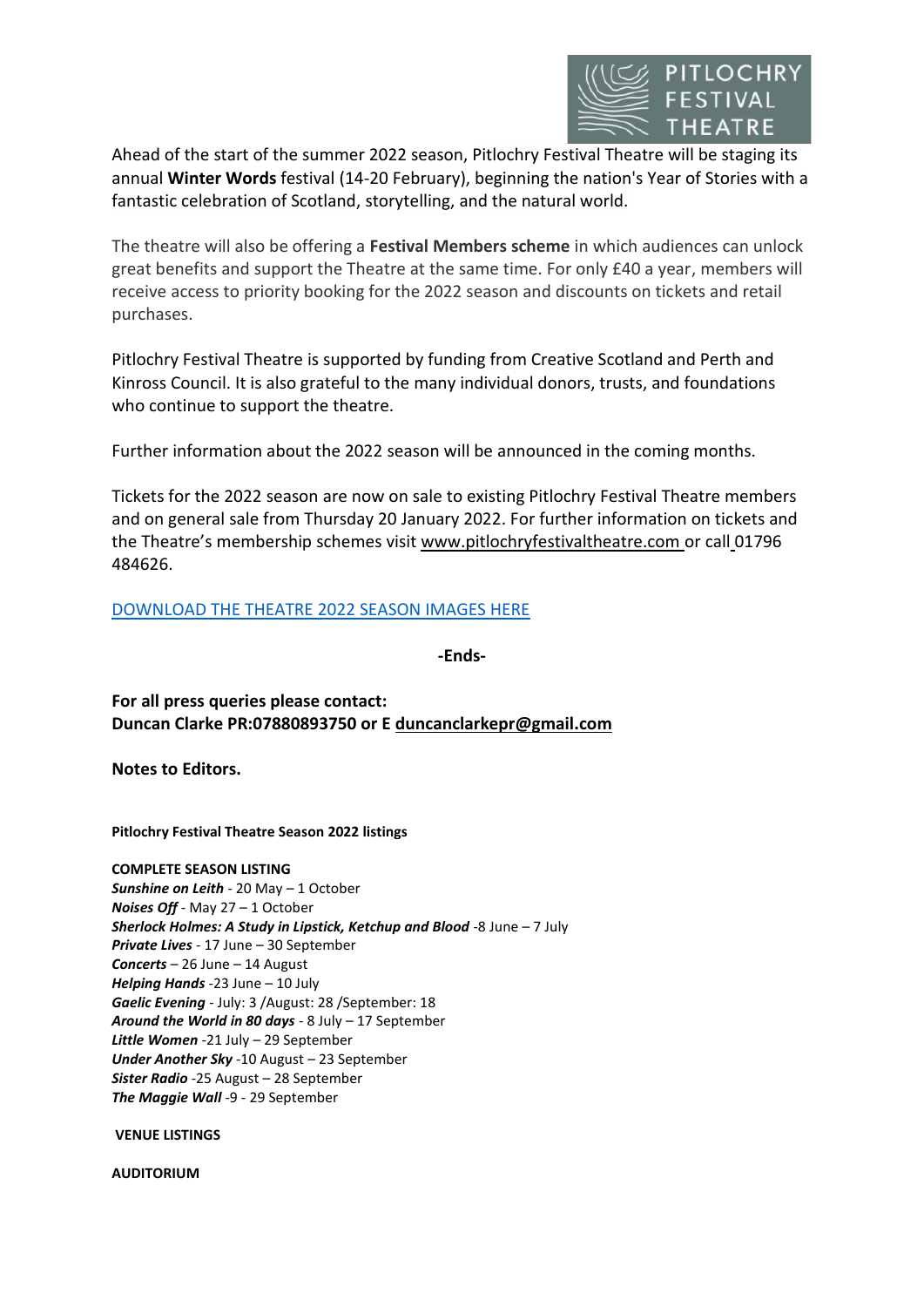Ahead of the start of the summer 2022 season, Pitlochry Festival Theatre will be staging its annual **Winter Words** festival (14-20 February), beginning the nation's Year of Stories with a fantastic celebration of Scotland, storytelling, and the natural world.

The theatre will also be offering a **Festival Members scheme** in which audiences can unlock great benefits and support the Theatre at the same time. For only £40 a year, members will receive access to priority booking for the 2022 season and discounts on tickets and retail purchases.

Pitlochry Festival Theatre is supported by funding from Creative Scotland and Perth and Kinross Council. It is also grateful to the many individual donors, trusts, and foundations who continue to support the theatre.

Further information about the 2022 season will be announced in the coming months.

Tickets for the 2022 season are now on sale to existing Pitlochry Festival Theatre members and on general sale from Thursday 20 January 2022. For further information on tickets and the Theatre's membership schemes visit www.pitlochryfestivaltheatre.com or call 01796 484626.

DOWNLOAD THE THEATRE 2022 SEASON IMAGES HERE

**-Ends-**

**For all press queries please contact:**
**Duncan Clarke PR:07880893750 or E duncanclarkepr@gmail.com**

**Notes to Editors.**

**Pitlochry Festival Theatre Season 2022 listings**

**COMPLETE SEASON LISTING**

***Sunshine on Leith*** - 20 May – 1 October
***Noises Off*** - May 27 – 1 October
***Sherlock Holmes: A Study in Lipstick, Ketchup and Blood*** -8 June – 7 July
***Private Lives*** - 17 June – 30 September
***Concerts*** – 26 June – 14 August
***Helping Hands*** -23 June – 10 July
***Gaelic Evening*** - July: 3 /August: 28 /September: 18
***Around the World in 80 days*** - 8 July – 17 September
***Little Women*** -21 July – 29 September
***Under Another Sky*** -10 August – 23 September
***Sister Radio*** -25 August – 28 September
***The Maggie Wall*** -9 - 29 September

**VENUE LISTINGS**

**AUDITORIUM**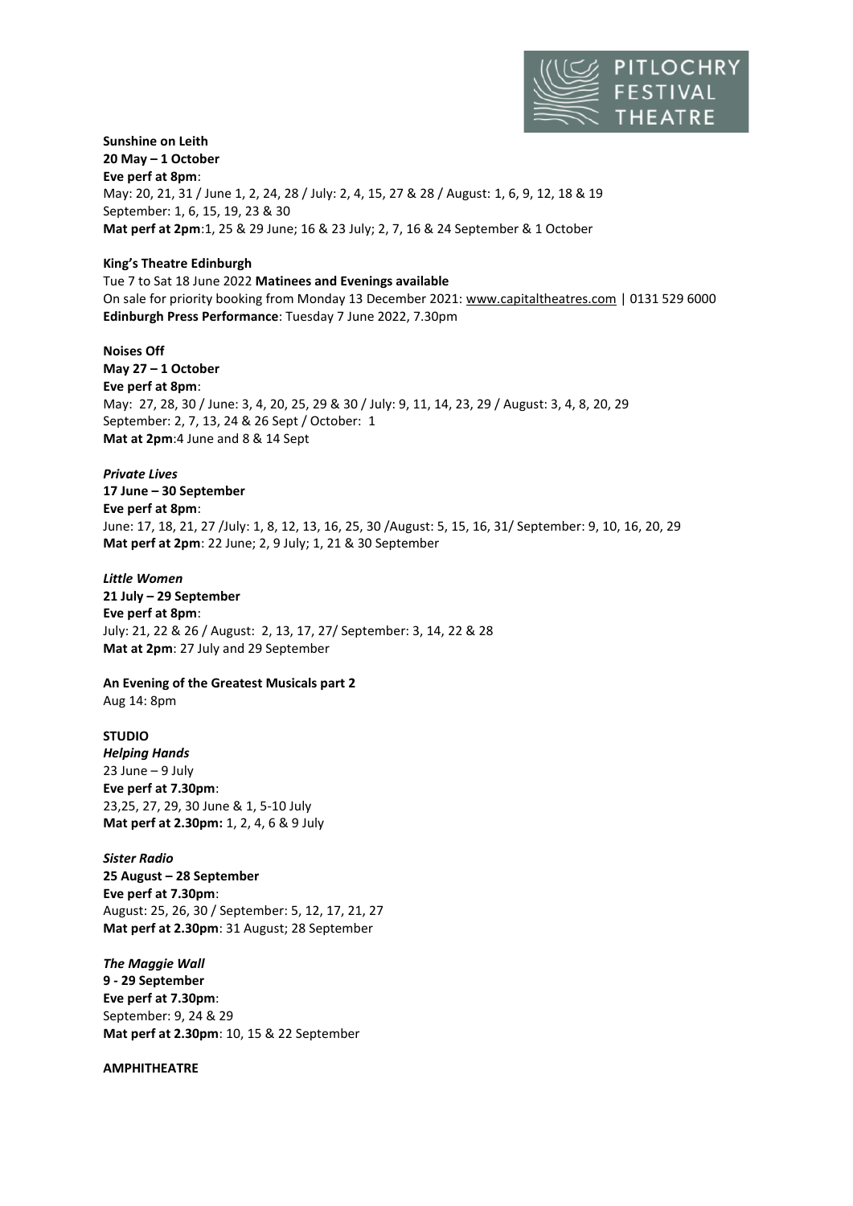**Sunshine on Leith**
**20 May – 1 October**
**Eve perf at 8pm**:
May: 20, 21, 31 / June 1, 2, 24, 28 / July: 2, 4, 15, 27 & 28 / August: 1, 6, 9, 12, 18 & 19
September: 1, 6, 15, 19, 23 & 30
**Mat perf at 2pm**:1, 25 & 29 June; 16 & 23 July; 2, 7, 16 & 24 September & 1 October

**King's Theatre Edinburgh**
Tue 7 to Sat 18 June 2022 **Matinees and Evenings available**
On sale for priority booking from Monday 13 December 2021: www.capitaltheatres.com | 0131 529 6000
**Edinburgh Press Performance**: Tuesday 7 June 2022, 7.30pm

**Noises Off**
**May 27 – 1 October**
**Eve perf at 8pm**:
May: 27, 28, 30 / June: 3, 4, 20, 25, 29 & 30 / July: 9, 11, 14, 23, 29 / August: 3, 4, 8, 20, 29
September: 2, 7, 13, 24 & 26 Sept / October: 1
**Mat at 2pm**:4 June and 8 & 14 Sept

***Private Lives***
**17 June – 30 September**
**Eve perf at 8pm**:
June: 17, 18, 21, 27 /July: 1, 8, 12, 13, 16, 25, 30 /August: 5, 15, 16, 31/ September: 9, 10, 16, 20, 29
**Mat perf at 2pm**: 22 June; 2, 9 July; 1, 21 & 30 September

***Little Women***
**21 July – 29 September**
**Eve perf at 8pm**:
July: 21, 22 & 26 / August: 2, 13, 17, 27/ September: 3, 14, 22 & 28
**Mat at 2pm**: 27 July and 29 September

**An Evening of the Greatest Musicals part 2**
Aug 14: 8pm

**STUDIO**
***Helping Hands***
23 June – 9 July
**Eve perf at 7.30pm**:
23,25, 27, 29, 30 June & 1, 5-10 July
**Mat perf at 2.30pm:** 1, 2, 4, 6 & 9 July

***Sister Radio***
**25 August – 28 September**
**Eve perf at 7.30pm**:
August: 25, 26, 30 / September: 5, 12, 17, 21, 27
**Mat perf at 2.30pm**: 31 August; 28 September

***The Maggie Wall***
**9 - 29 September**
**Eve perf at 7.30pm**:
September: 9, 24 & 29
**Mat perf at 2.30pm**: 10, 15 & 22 September

**AMPHITHEATRE**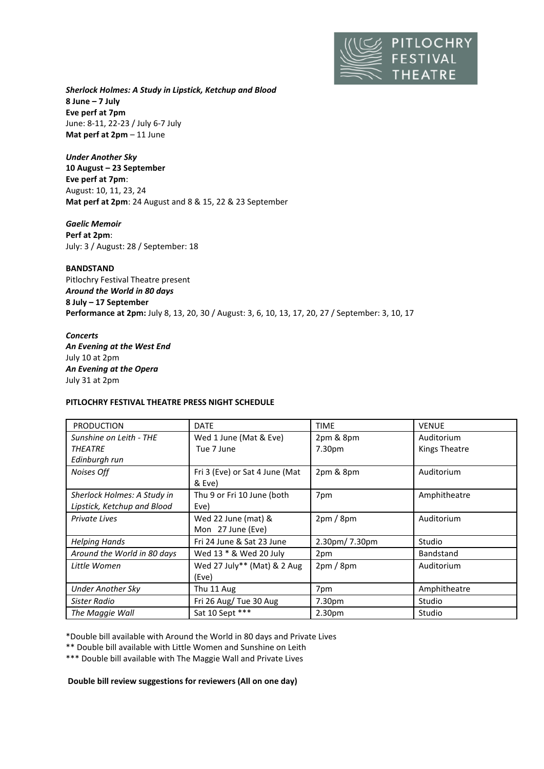***Sherlock Holmes: A Study in Lipstick, Ketchup and Blood***
**8 June – 7 July**
**Eve perf at 7pm**
June: 8-11, 22-23 / July 6-7 July
**Mat perf at 2pm** – 11 June

***Under Another Sky***
**10 August – 23 September**
**Eve perf at 7pm**:
August: 10, 11, 23, 24
**Mat perf at 2pm**: 24 August and 8 & 15, 22 & 23 September

***Gaelic Memoir***
**Perf at 2pm**:
July: 3 / August: 28 / September: 18

**BANDSTAND**
Pitlochry Festival Theatre present
***Around the World in 80 days***
**8 July – 17 September**
**Performance at 2pm:** July 8, 13, 20, 30 / August: 3, 6, 10, 13, 17, 20, 27 / September: 3, 10, 17

***Concerts***
***An Evening at the West End***
July 10 at 2pm
***An Evening at the Opera***
July 31 at 2pm

**PITLOCHRY FESTIVAL THEATRE PRESS NIGHT SCHEDULE**

| PRODUCTION | DATE | TIME | VENUE |
|---|---|---|---|
| *Sunshine on Leith - THE THEATRE Edinburgh run* | Wed 1 June (Mat & Eve)<br>Tue 7 June | 2pm & 8pm<br>7.30pm | Auditorium<br>Kings Theatre |
| *Noises Off* | Fri 3 (Eve) or Sat 4 June (Mat & Eve) | 2pm & 8pm | Auditorium |
| *Sherlock Holmes: A Study in Lipstick, Ketchup and Blood* | Thu 9 or Fri 10 June (both Eve) | 7pm | Amphitheatre |
| *Private Lives* | Wed 22 June (mat) &<br>Mon 27 June (Eve) | 2pm / 8pm | Auditorium |
| *Helping Hands* | Fri 24 June & Sat 23 June | 2.30pm/ 7.30pm | Studio |
| *Around the World in 80 days* | Wed 13 * & Wed 20 July | 2pm | Bandstand |
| *Little Women* | Wed 27 July** (Mat) & 2 Aug (Eve) | 2pm / 8pm | Auditorium |
| *Under Another Sky* | Thu 11 Aug | 7pm | Amphitheatre |
| *Sister Radio* | Fri 26 Aug/ Tue 30 Aug | 7.30pm | Studio |
| *The Maggie Wall* | Sat 10 Sept *** | 2.30pm | Studio |

*Double bill available with Around the World in 80 days and Private Lives

** Double bill available with Little Women and Sunshine on Leith

*** Double bill available with The Maggie Wall and Private Lives

**Double bill review suggestions for reviewers (All on one day)**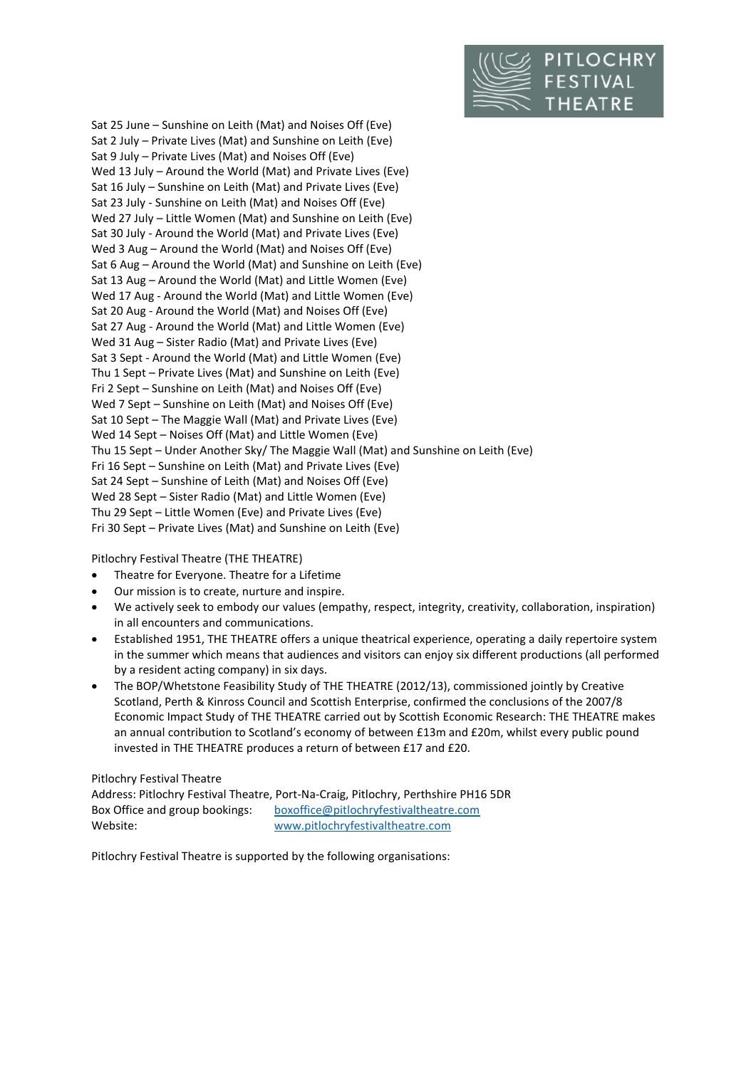Sat 25 June – Sunshine on Leith (Mat) and Noises Off (Eve)
Sat 2 July – Private Lives (Mat) and Sunshine on Leith (Eve)
Sat 9 July – Private Lives (Mat) and Noises Off (Eve)
Wed 13 July – Around the World (Mat) and Private Lives (Eve)
Sat 16 July – Sunshine on Leith (Mat) and Private Lives (Eve)
Sat 23 July - Sunshine on Leith (Mat) and Noises Off (Eve)
Wed 27 July – Little Women (Mat) and Sunshine on Leith (Eve)
Sat 30 July - Around the World (Mat) and Private Lives (Eve)
Wed 3 Aug – Around the World (Mat) and Noises Off (Eve)
Sat 6 Aug – Around the World (Mat) and Sunshine on Leith (Eve)
Sat 13 Aug – Around the World (Mat) and Little Women (Eve)
Wed 17 Aug - Around the World (Mat) and Little Women (Eve)
Sat 20 Aug - Around the World (Mat) and Noises Off (Eve)
Sat 27 Aug - Around the World (Mat) and Little Women (Eve)
Wed 31 Aug – Sister Radio (Mat) and Private Lives (Eve)
Sat 3 Sept - Around the World (Mat) and Little Women (Eve)
Thu 1 Sept – Private Lives (Mat) and Sunshine on Leith (Eve)
Fri 2 Sept – Sunshine on Leith (Mat) and Noises Off (Eve)
Wed 7 Sept – Sunshine on Leith (Mat) and Noises Off (Eve)
Sat 10 Sept – The Maggie Wall (Mat) and Private Lives (Eve)
Wed 14 Sept – Noises Off (Mat) and Little Women (Eve)
Thu 15 Sept – Under Another Sky/ The Maggie Wall (Mat) and Sunshine on Leith (Eve)
Fri 16 Sept – Sunshine on Leith (Mat) and Private Lives (Eve)
Sat 24 Sept – Sunshine of Leith (Mat) and Noises Off (Eve)
Wed 28 Sept – Sister Radio (Mat) and Little Women (Eve)
Thu 29 Sept – Little Women (Eve) and Private Lives (Eve)
Fri 30 Sept – Private Lives (Mat) and Sunshine on Leith (Eve)

Pitlochry Festival Theatre (THE THEATRE)

- Theatre for Everyone. Theatre for a Lifetime
- Our mission is to create, nurture and inspire.
- We actively seek to embody our values (empathy, respect, integrity, creativity, collaboration, inspiration) in all encounters and communications.
- Established 1951, THE THEATRE offers a unique theatrical experience, operating a daily repertoire system in the summer which means that audiences and visitors can enjoy six different productions (all performed by a resident acting company) in six days.
- The BOP/Whetstone Feasibility Study of THE THEATRE (2012/13), commissioned jointly by Creative Scotland, Perth & Kinross Council and Scottish Enterprise, confirmed the conclusions of the 2007/8 Economic Impact Study of THE THEATRE carried out by Scottish Economic Research: THE THEATRE makes an annual contribution to Scotland's economy of between £13m and £20m, whilst every public pound invested in THE THEATRE produces a return of between £17 and £20.

Pitlochry Festival Theatre
Address: Pitlochry Festival Theatre, Port-Na-Craig, Pitlochry, Perthshire PH16 5DR
Box Office and group bookings: boxoffice@pitlochryfestivaltheatre.com
Website: www.pitlochryfestivaltheatre.com

Pitlochry Festival Theatre is supported by the following organisations: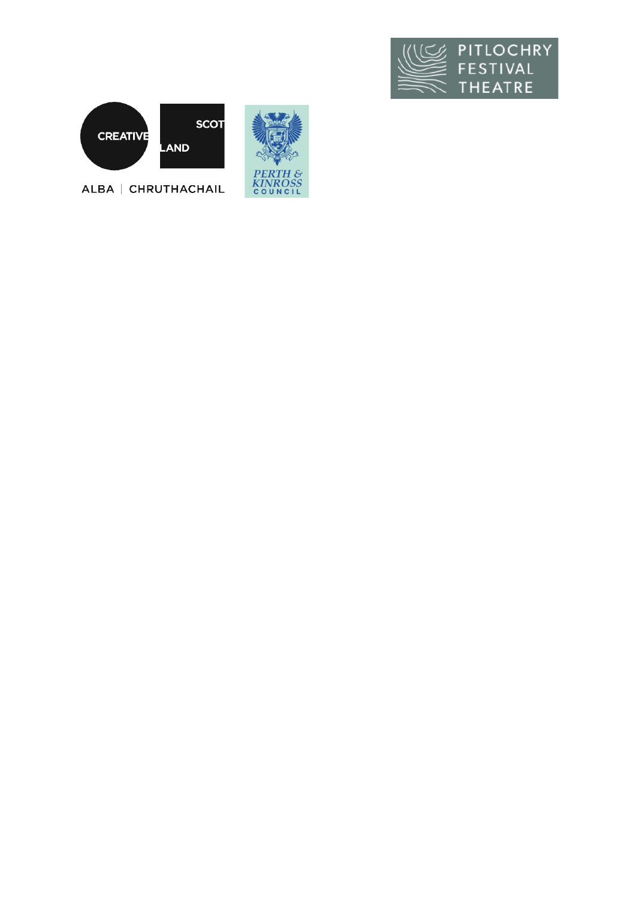PITLOCHRY FESTIVAL THEATRE

CREATIVE SCOTLAND

ALBA | CHRUTHACHAIL

PERTH & KINROSS COUNCIL